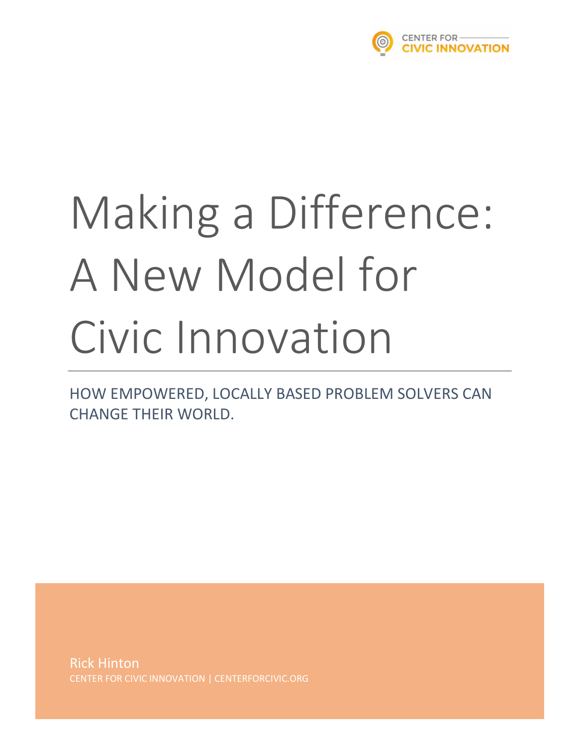CENTER FOR CIVIC INNOVATION

# Making a Difference: A New Model for Civic Innovation

HOW EMPOWERED, LOCALLY BASED PROBLEM SOLVERS CAN CHANGE THEIR WORLD.

Rick Hinton

CENTER FOR CIVIC INNOVATION | CENTERFORCIVIC.ORG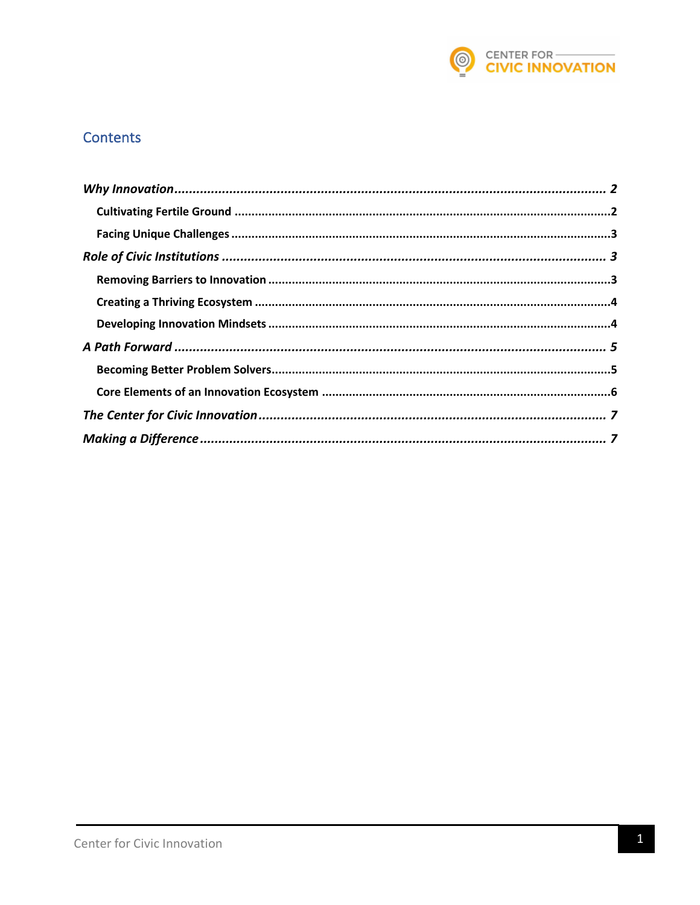## Contents

*Why Innovation* ........................................................ 2

- **Cultivating Fertile Ground** ........................................ 2
- **Facing Unique Challenges** ........................................ 3

*Role of Civic Institutions* ........................................ 3

- **Removing Barriers to Innovation** ........................................ 3
- **Creating a Thriving Ecosystem** ........................................ 4
- **Developing Innovation Mindsets** ........................................ 4

*A Path Forward* ........................................ 5

- **Becoming Better Problem Solvers** ........................................ 5
- **Core Elements of an Innovation Ecosystem** ........................................ 6

*The Center for Civic Innovation* ........................................ 7

*Making a Difference* ........................................ 7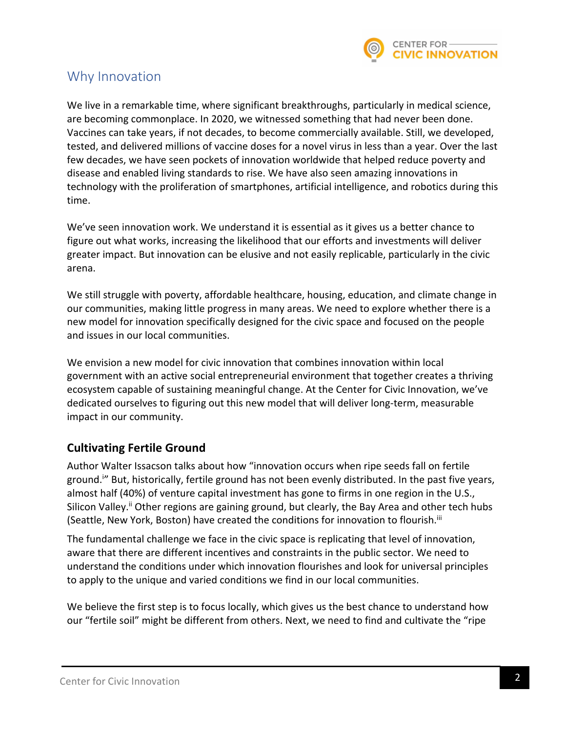## Why Innovation

We live in a remarkable time, where significant breakthroughs, particularly in medical science, are becoming commonplace. In 2020, we witnessed something that had never been done. Vaccines can take years, if not decades, to become commercially available. Still, we developed, tested, and delivered millions of vaccine doses for a novel virus in less than a year. Over the last few decades, we have seen pockets of innovation worldwide that helped reduce poverty and disease and enabled living standards to rise. We have also seen amazing innovations in technology with the proliferation of smartphones, artificial intelligence, and robotics during this time.

We've seen innovation work. We understand it is essential as it gives us a better chance to figure out what works, increasing the likelihood that our efforts and investments will deliver greater impact. But innovation can be elusive and not easily replicable, particularly in the civic arena.

We still struggle with poverty, affordable healthcare, housing, education, and climate change in our communities, making little progress in many areas. We need to explore whether there is a new model for innovation specifically designed for the civic space and focused on the people and issues in our local communities.

We envision a new model for civic innovation that combines innovation within local government with an active social entrepreneurial environment that together creates a thriving ecosystem capable of sustaining meaningful change. At the Center for Civic Innovation, we've dedicated ourselves to figuring out this new model that will deliver long-term, measurable impact in our community.

### Cultivating Fertile Ground

Author Walter Issacson talks about how "innovation occurs when ripe seeds fall on fertile ground.[i]" But, historically, fertile ground has not been evenly distributed. In the past five years, almost half (40%) of venture capital investment has gone to firms in one region in the U.S., Silicon Valley.[ii] Other regions are gaining ground, but clearly, the Bay Area and other tech hubs (Seattle, New York, Boston) have created the conditions for innovation to flourish.[iii]

The fundamental challenge we face in the civic space is replicating that level of innovation, aware that there are different incentives and constraints in the public sector. We need to understand the conditions under which innovation flourishes and look for universal principles to apply to the unique and varied conditions we find in our local communities.

We believe the first step is to focus locally, which gives us the best chance to understand how our "fertile soil" might be different from others. Next, we need to find and cultivate the "ripe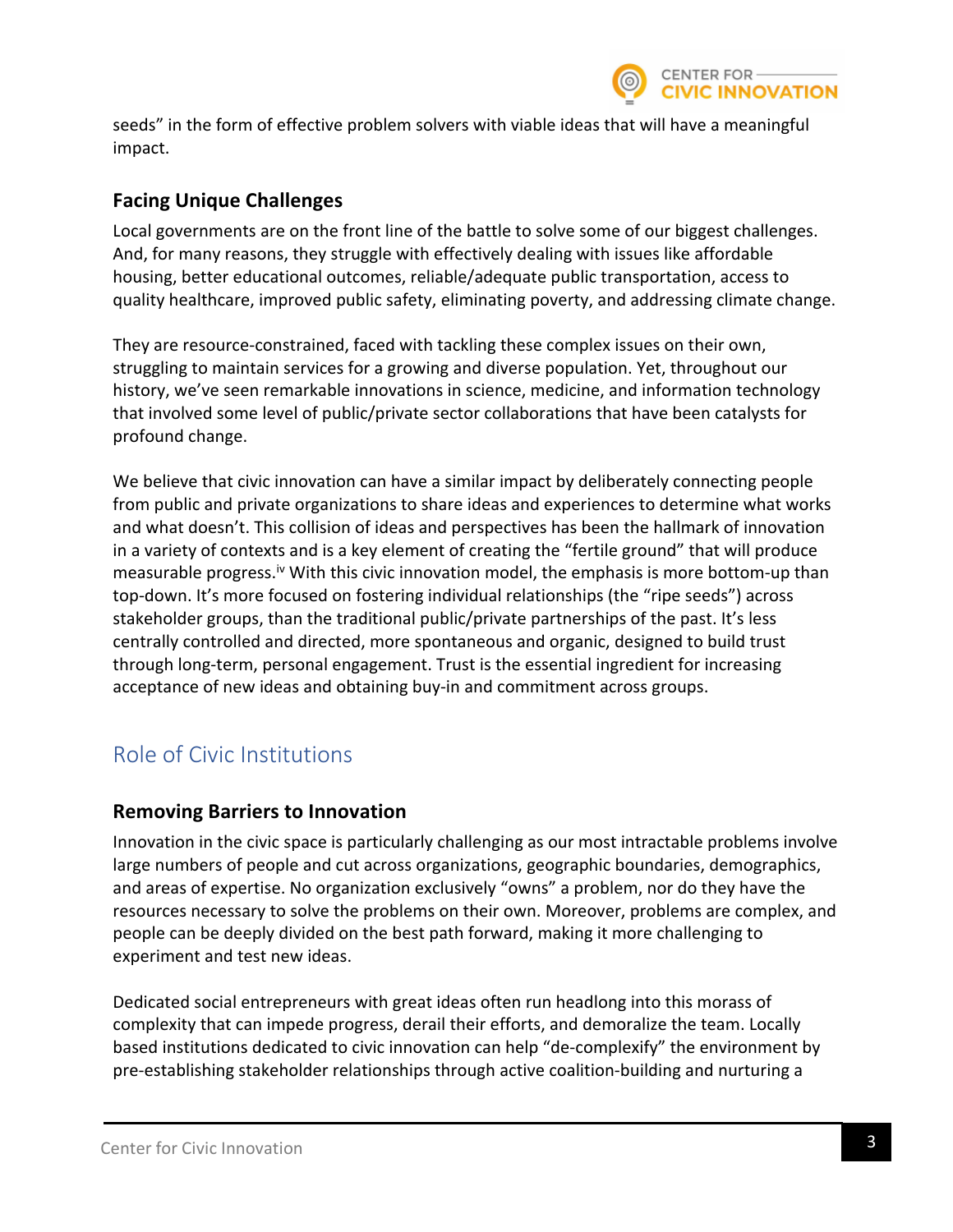seeds" in the form of effective problem solvers with viable ideas that will have a meaningful impact.

### Facing Unique Challenges

Local governments are on the front line of the battle to solve some of our biggest challenges. And, for many reasons, they struggle with effectively dealing with issues like affordable housing, better educational outcomes, reliable/adequate public transportation, access to quality healthcare, improved public safety, eliminating poverty, and addressing climate change.

They are resource-constrained, faced with tackling these complex issues on their own, struggling to maintain services for a growing and diverse population. Yet, throughout our history, we've seen remarkable innovations in science, medicine, and information technology that involved some level of public/private sector collaborations that have been catalysts for profound change.

We believe that civic innovation can have a similar impact by deliberately connecting people from public and private organizations to share ideas and experiences to determine what works and what doesn't. This collision of ideas and perspectives has been the hallmark of innovation in a variety of contexts and is a key element of creating the "fertile ground" that will produce measurable progress.[iv] With this civic innovation model, the emphasis is more bottom-up than top-down. It's more focused on fostering individual relationships (the "ripe seeds") across stakeholder groups, than the traditional public/private partnerships of the past. It's less centrally controlled and directed, more spontaneous and organic, designed to build trust through long-term, personal engagement. Trust is the essential ingredient for increasing acceptance of new ideas and obtaining buy-in and commitment across groups.

## Role of Civic Institutions

### Removing Barriers to Innovation

Innovation in the civic space is particularly challenging as our most intractable problems involve large numbers of people and cut across organizations, geographic boundaries, demographics, and areas of expertise. No organization exclusively "owns" a problem, nor do they have the resources necessary to solve the problems on their own. Moreover, problems are complex, and people can be deeply divided on the best path forward, making it more challenging to experiment and test new ideas.

Dedicated social entrepreneurs with great ideas often run headlong into this morass of complexity that can impede progress, derail their efforts, and demoralize the team. Locally based institutions dedicated to civic innovation can help "de-complexify" the environment by pre-establishing stakeholder relationships through active coalition-building and nurturing a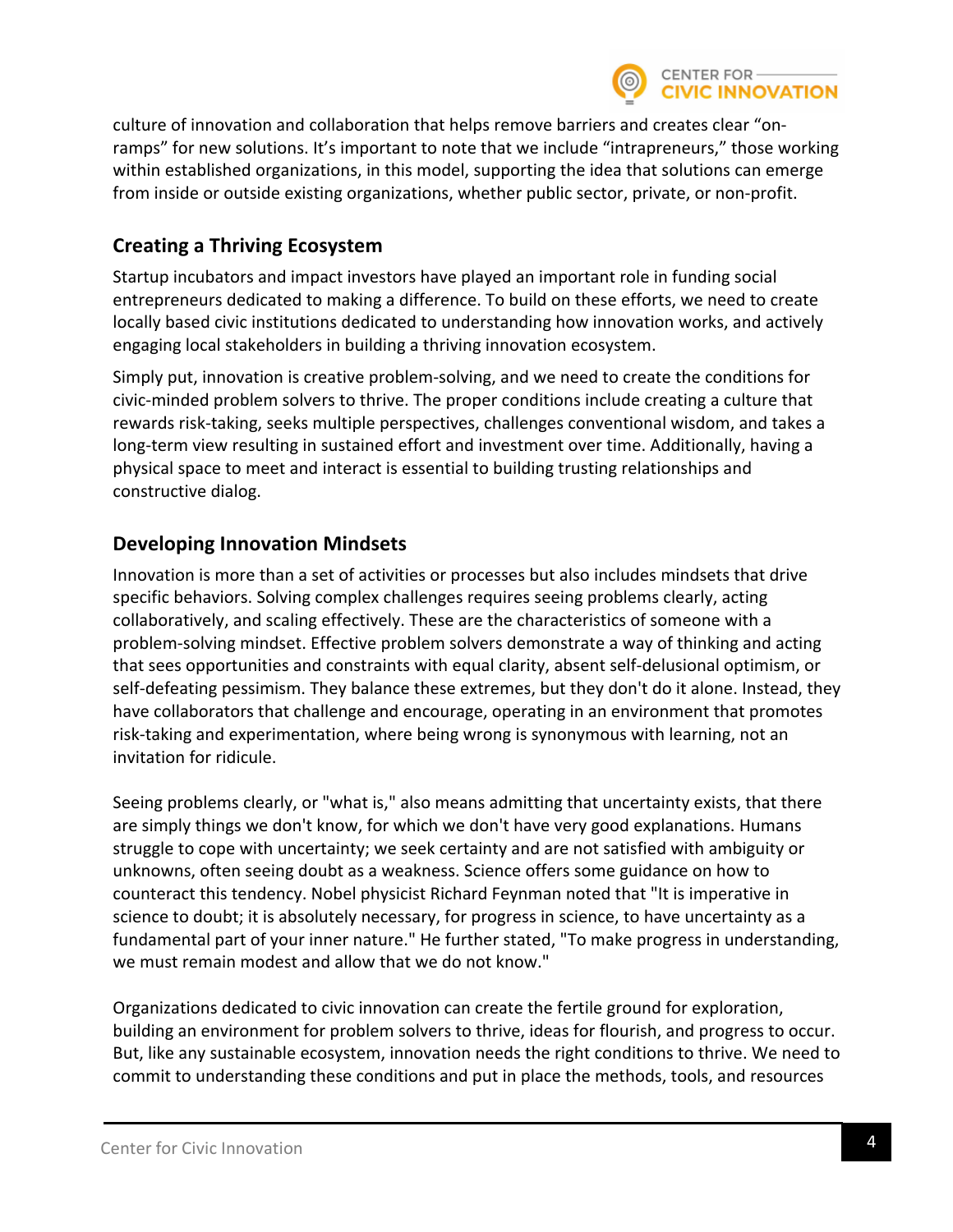culture of innovation and collaboration that helps remove barriers and creates clear "on-ramps" for new solutions. It's important to note that we include "intrapreneurs," those working within established organizations, in this model, supporting the idea that solutions can emerge from inside or outside existing organizations, whether public sector, private, or non-profit.

## Creating a Thriving Ecosystem

Startup incubators and impact investors have played an important role in funding social entrepreneurs dedicated to making a difference. To build on these efforts, we need to create locally based civic institutions dedicated to understanding how innovation works, and actively engaging local stakeholders in building a thriving innovation ecosystem.

Simply put, innovation is creative problem-solving, and we need to create the conditions for civic-minded problem solvers to thrive. The proper conditions include creating a culture that rewards risk-taking, seeks multiple perspectives, challenges conventional wisdom, and takes a long-term view resulting in sustained effort and investment over time. Additionally, having a physical space to meet and interact is essential to building trusting relationships and constructive dialog.

## Developing Innovation Mindsets

Innovation is more than a set of activities or processes but also includes mindsets that drive specific behaviors. Solving complex challenges requires seeing problems clearly, acting collaboratively, and scaling effectively. These are the characteristics of someone with a problem-solving mindset. Effective problem solvers demonstrate a way of thinking and acting that sees opportunities and constraints with equal clarity, absent self-delusional optimism, or self-defeating pessimism. They balance these extremes, but they don't do it alone. Instead, they have collaborators that challenge and encourage, operating in an environment that promotes risk-taking and experimentation, where being wrong is synonymous with learning, not an invitation for ridicule.

Seeing problems clearly, or "what is," also means admitting that uncertainty exists, that there are simply things we don't know, for which we don't have very good explanations. Humans struggle to cope with uncertainty; we seek certainty and are not satisfied with ambiguity or unknowns, often seeing doubt as a weakness. Science offers some guidance on how to counteract this tendency. Nobel physicist Richard Feynman noted that "It is imperative in science to doubt; it is absolutely necessary, for progress in science, to have uncertainty as a fundamental part of your inner nature." He further stated, "To make progress in understanding, we must remain modest and allow that we do not know."

Organizations dedicated to civic innovation can create the fertile ground for exploration, building an environment for problem solvers to thrive, ideas for flourish, and progress to occur. But, like any sustainable ecosystem, innovation needs the right conditions to thrive. We need to commit to understanding these conditions and put in place the methods, tools, and resources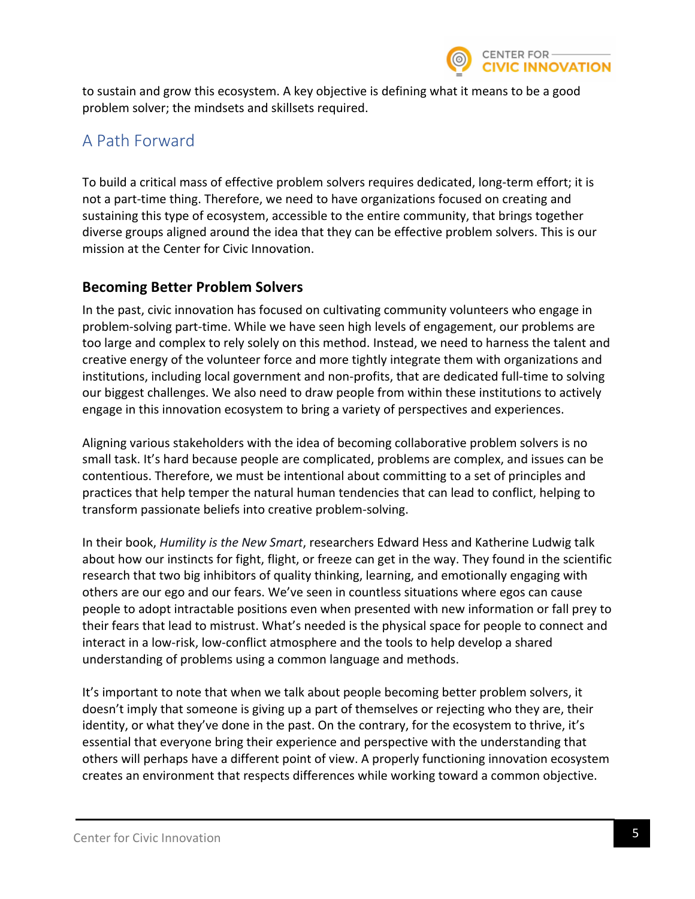to sustain and grow this ecosystem. A key objective is defining what it means to be a good problem solver; the mindsets and skillsets required.

## A Path Forward

To build a critical mass of effective problem solvers requires dedicated, long-term effort; it is not a part-time thing. Therefore, we need to have organizations focused on creating and sustaining this type of ecosystem, accessible to the entire community, that brings together diverse groups aligned around the idea that they can be effective problem solvers. This is our mission at the Center for Civic Innovation.

### Becoming Better Problem Solvers

In the past, civic innovation has focused on cultivating community volunteers who engage in problem-solving part-time. While we have seen high levels of engagement, our problems are too large and complex to rely solely on this method. Instead, we need to harness the talent and creative energy of the volunteer force and more tightly integrate them with organizations and institutions, including local government and non-profits, that are dedicated full-time to solving our biggest challenges. We also need to draw people from within these institutions to actively engage in this innovation ecosystem to bring a variety of perspectives and experiences.

Aligning various stakeholders with the idea of becoming collaborative problem solvers is no small task. It's hard because people are complicated, problems are complex, and issues can be contentious. Therefore, we must be intentional about committing to a set of principles and practices that help temper the natural human tendencies that can lead to conflict, helping to transform passionate beliefs into creative problem-solving.

In their book, *Humility is the New Smart*, researchers Edward Hess and Katherine Ludwig talk about how our instincts for fight, flight, or freeze can get in the way. They found in the scientific research that two big inhibitors of quality thinking, learning, and emotionally engaging with others are our ego and our fears. We've seen in countless situations where egos can cause people to adopt intractable positions even when presented with new information or fall prey to their fears that lead to mistrust. What's needed is the physical space for people to connect and interact in a low-risk, low-conflict atmosphere and the tools to help develop a shared understanding of problems using a common language and methods.

It's important to note that when we talk about people becoming better problem solvers, it doesn't imply that someone is giving up a part of themselves or rejecting who they are, their identity, or what they've done in the past. On the contrary, for the ecosystem to thrive, it's essential that everyone bring their experience and perspective with the understanding that others will perhaps have a different point of view. A properly functioning innovation ecosystem creates an environment that respects differences while working toward a common objective.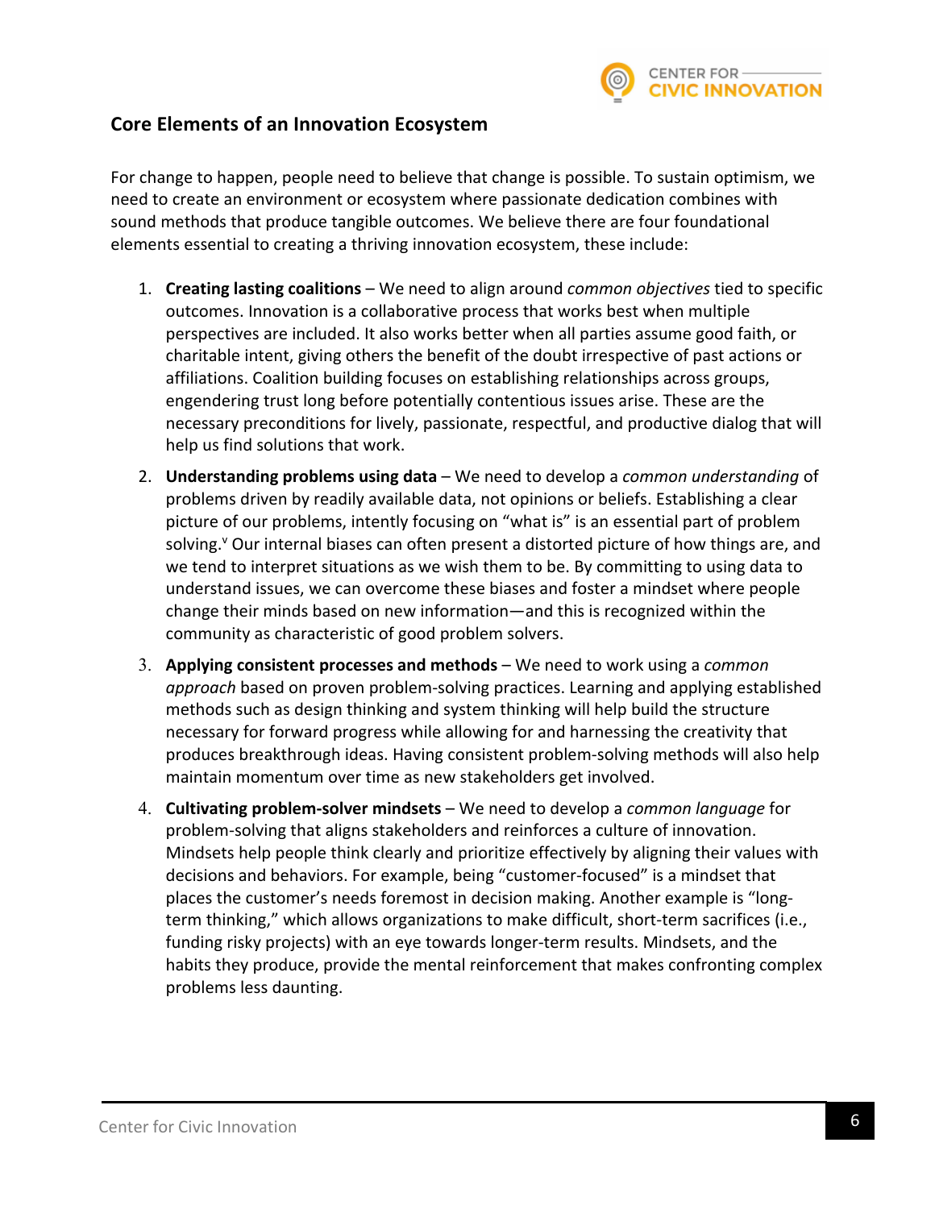## Core Elements of an Innovation Ecosystem

For change to happen, people need to believe that change is possible. To sustain optimism, we need to create an environment or ecosystem where passionate dedication combines with sound methods that produce tangible outcomes. We believe there are four foundational elements essential to creating a thriving innovation ecosystem, these include:

1. **Creating lasting coalitions** – We need to align around *common objectives* tied to specific outcomes. Innovation is a collaborative process that works best when multiple perspectives are included. It also works better when all parties assume good faith, or charitable intent, giving others the benefit of the doubt irrespective of past actions or affiliations. Coalition building focuses on establishing relationships across groups, engendering trust long before potentially contentious issues arise. These are the necessary preconditions for lively, passionate, respectful, and productive dialog that will help us find solutions that work.
2. **Understanding problems using data** – We need to develop a *common understanding* of problems driven by readily available data, not opinions or beliefs. Establishing a clear picture of our problems, intently focusing on "what is" is an essential part of problem solving.[v] Our internal biases can often present a distorted picture of how things are, and we tend to interpret situations as we wish them to be. By committing to using data to understand issues, we can overcome these biases and foster a mindset where people change their minds based on new information—and this is recognized within the community as characteristic of good problem solvers.
3. **Applying consistent processes and methods** – We need to work using a *common approach* based on proven problem-solving practices. Learning and applying established methods such as design thinking and system thinking will help build the structure necessary for forward progress while allowing for and harnessing the creativity that produces breakthrough ideas. Having consistent problem-solving methods will also help maintain momentum over time as new stakeholders get involved.
4. **Cultivating problem-solver mindsets** – We need to develop a *common language* for problem-solving that aligns stakeholders and reinforces a culture of innovation. Mindsets help people think clearly and prioritize effectively by aligning their values with decisions and behaviors. For example, being "customer-focused" is a mindset that places the customer's needs foremost in decision making. Another example is "long-term thinking," which allows organizations to make difficult, short-term sacrifices (i.e., funding risky projects) with an eye towards longer-term results. Mindsets, and the habits they produce, provide the mental reinforcement that makes confronting complex problems less daunting.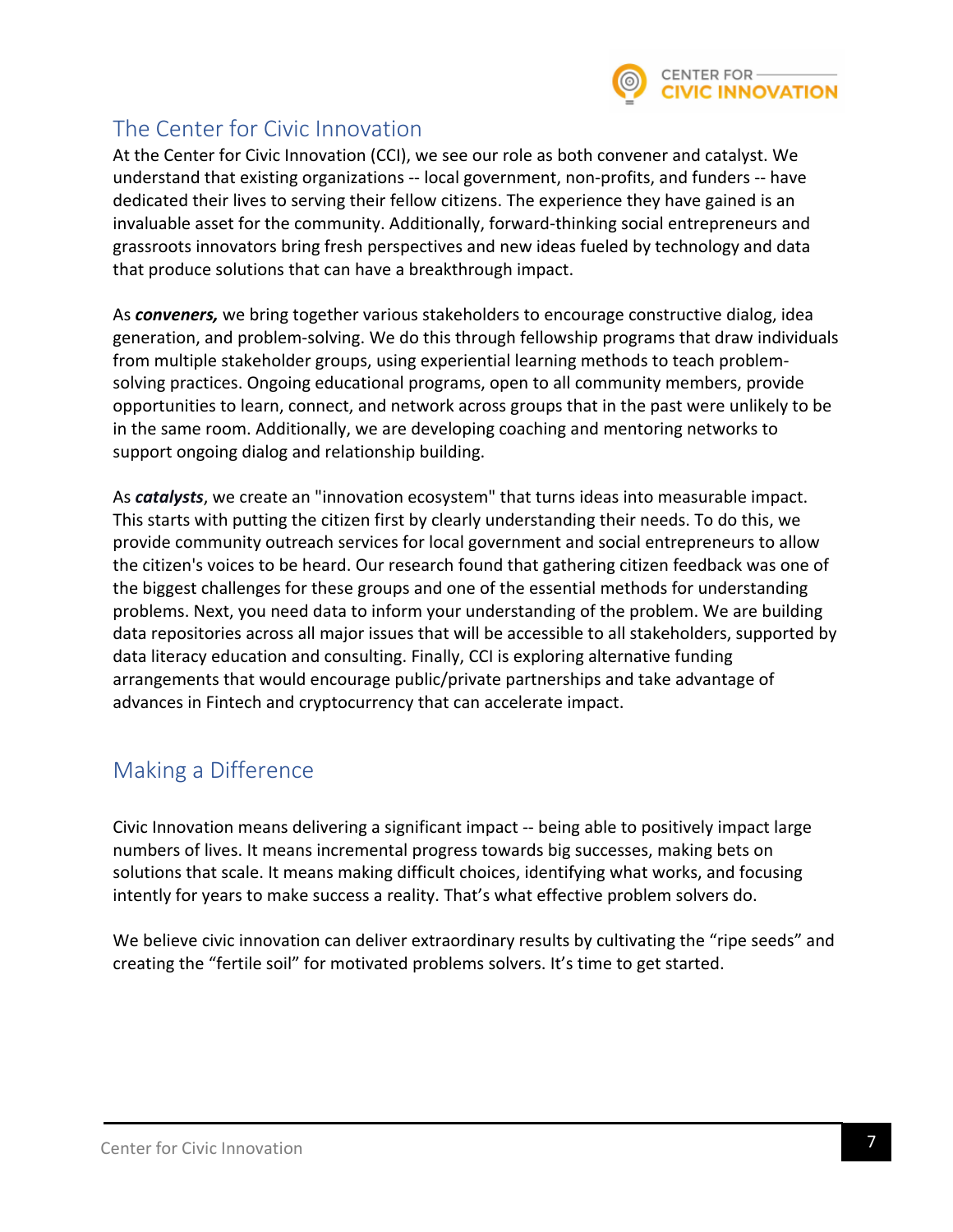## The Center for Civic Innovation

At the Center for Civic Innovation (CCI), we see our role as both convener and catalyst. We understand that existing organizations -- local government, non-profits, and funders -- have dedicated their lives to serving their fellow citizens. The experience they have gained is an invaluable asset for the community. Additionally, forward-thinking social entrepreneurs and grassroots innovators bring fresh perspectives and new ideas fueled by technology and data that produce solutions that can have a breakthrough impact.

As ***conveners,*** we bring together various stakeholders to encourage constructive dialog, idea generation, and problem-solving. We do this through fellowship programs that draw individuals from multiple stakeholder groups, using experiential learning methods to teach problem-solving practices. Ongoing educational programs, open to all community members, provide opportunities to learn, connect, and network across groups that in the past were unlikely to be in the same room. Additionally, we are developing coaching and mentoring networks to support ongoing dialog and relationship building.

As ***catalysts***, we create an "innovation ecosystem" that turns ideas into measurable impact. This starts with putting the citizen first by clearly understanding their needs. To do this, we provide community outreach services for local government and social entrepreneurs to allow the citizen's voices to be heard. Our research found that gathering citizen feedback was one of the biggest challenges for these groups and one of the essential methods for understanding problems. Next, you need data to inform your understanding of the problem. We are building data repositories across all major issues that will be accessible to all stakeholders, supported by data literacy education and consulting. Finally, CCI is exploring alternative funding arrangements that would encourage public/private partnerships and take advantage of advances in Fintech and cryptocurrency that can accelerate impact.

## Making a Difference

Civic Innovation means delivering a significant impact -- being able to positively impact large numbers of lives. It means incremental progress towards big successes, making bets on solutions that scale. It means making difficult choices, identifying what works, and focusing intently for years to make success a reality. That's what effective problem solvers do.

We believe civic innovation can deliver extraordinary results by cultivating the "ripe seeds" and creating the "fertile soil" for motivated problems solvers. It's time to get started.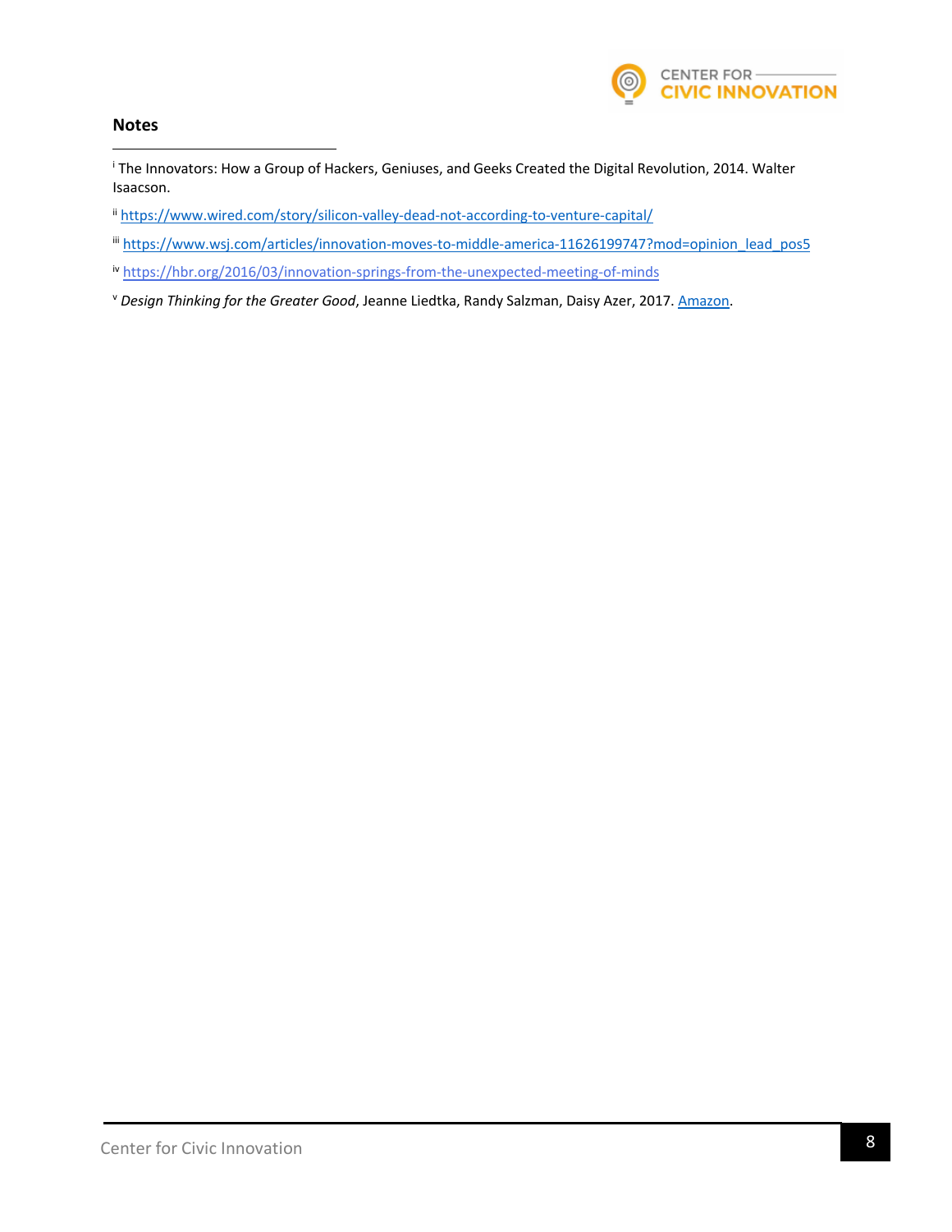## Notes

[i] The Innovators: How a Group of Hackers, Geniuses, and Geeks Created the Digital Revolution, 2014. Walter Isaacson.

[ii] https://www.wired.com/story/silicon-valley-dead-not-according-to-venture-capital/

[iii] https://www.wsj.com/articles/innovation-moves-to-middle-america-11626199747?mod=opinion_lead_pos5

[iv] https://hbr.org/2016/03/innovation-springs-from-the-unexpected-meeting-of-minds

[v] *Design Thinking for the Greater Good*, Jeanne Liedtka, Randy Salzman, Daisy Azer, 2017. Amazon.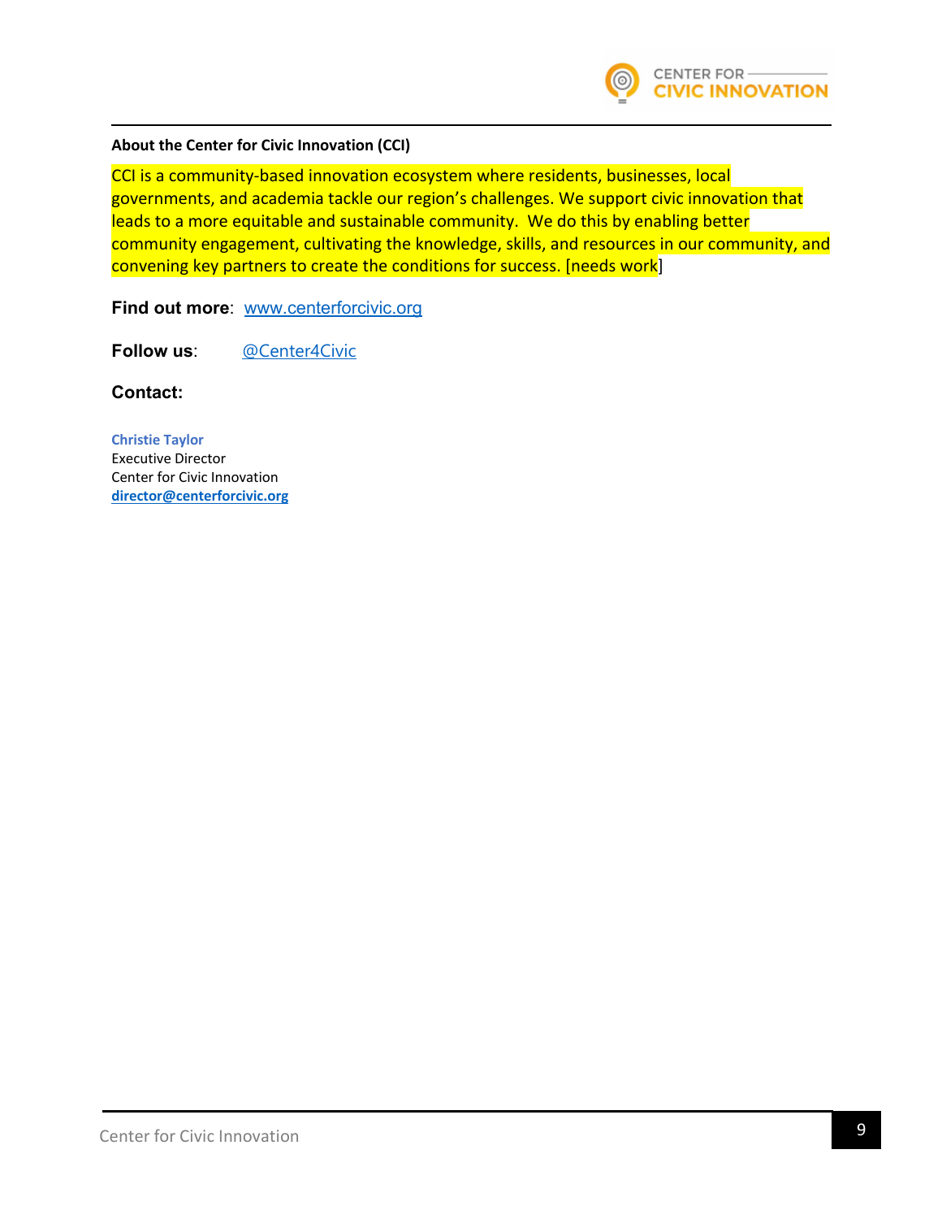**About the Center for Civic Innovation (CCI)**

CCI is a community-based innovation ecosystem where residents, businesses, local governments, and academia tackle our region's challenges. We support civic innovation that leads to a more equitable and sustainable community. We do this by enabling better community engagement, cultivating the knowledge, skills, and resources in our community, and convening key partners to create the conditions for success. [needs work]

**Find out more**: www.centerforcivic.org

**Follow us**: @Center4Civic

**Contact:**

**Christie Taylor**
Executive Director
Center for Civic Innovation
**director@centerforcivic.org**